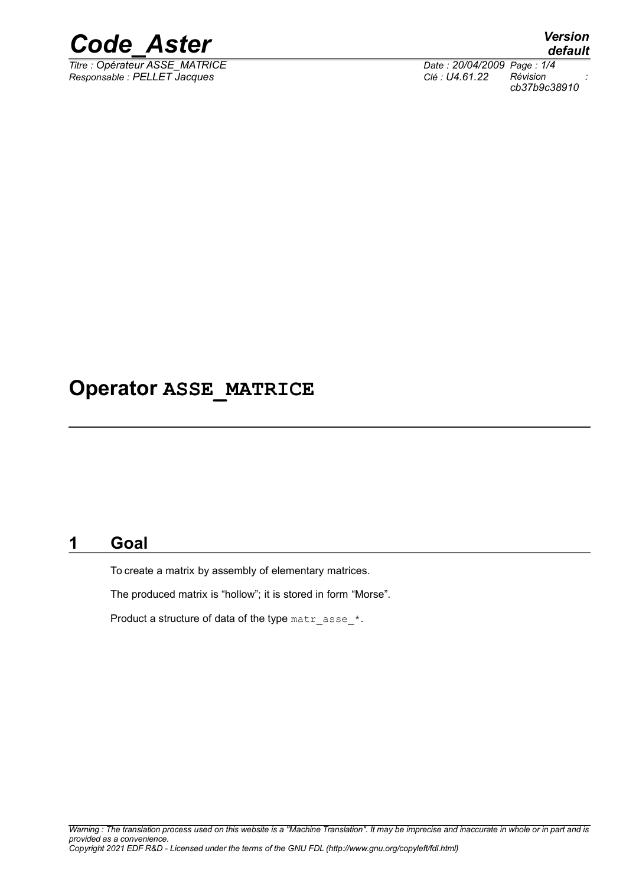# Operator ASSE_MATRICE

## 1 Goal

To create a matrix by assembly of elementary matrices.

The produced matrix is "hollow"; it is stored in form "Morse".

Product a structure of data of the type `matr_asse_*`.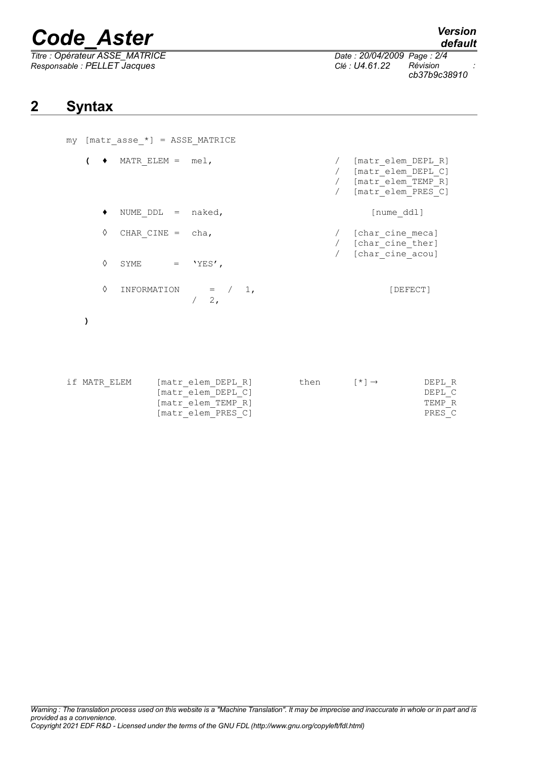## 2 Syntax

```
my  [matr_asse_*] = ASSE_MATRICE

   (  ♦  MATR_ELEM =  mel,                        /  [matr_elem_DEPL_R]
                                                   /  [matr_elem_DEPL_C]
                                                   /  [matr_elem_TEMP_R]
                                                   /  [matr_elem_PRES_C]

      ♦  NUME_DDL  =  naked,                          [nume_ddl]

      ◊  CHAR_CINE =  cha,                         /  [char_cine_meca]
                                                   /  [char_cine_ther]
                                                   /  [char_cine_acou]
      ◊  SYME      =  'YES',

      ◊  INFORMATION     =  /  1,                      [DEFECT]
                            /  2,

   )


if MATR_ELEM     [matr_elem_DEPL_R]        then      [*] →          DEPL_R
                 [matr_elem_DEPL_C]                                 DEPL_C
                 [matr_elem_TEMP_R]                                 TEMP_R
                 [matr_elem_PRES_C]                                 PRES_C
```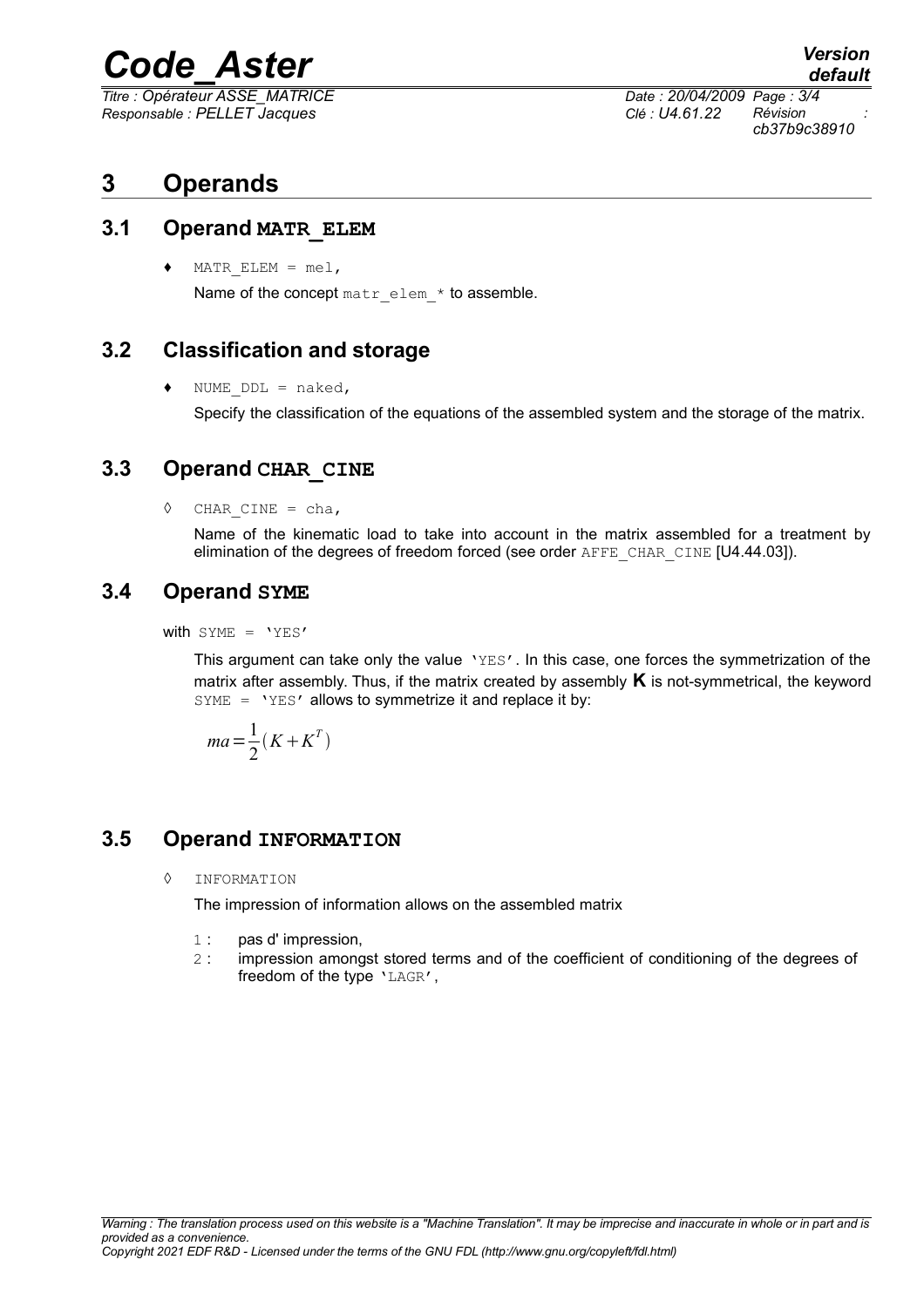# 3 Operands

## 3.1 Operand MATR_ELEM

♦ MATR_ELEM = mel,

Name of the concept matr_elem_* to assemble.

## 3.2 Classification and storage

♦ NUME_DDL = naked,

Specify the classification of the equations of the assembled system and the storage of the matrix.

## 3.3 Operand CHAR_CINE

◊ CHAR_CINE = cha,

Name of the kinematic load to take into account in the matrix assembled for a treatment by elimination of the degrees of freedom forced (see order AFFE_CHAR_CINE [U4.44.03]).

## 3.4 Operand SYME

with SYME = 'YES'

This argument can take only the value 'YES'. In this case, one forces the symmetrization of the matrix after assembly. Thus, if the matrix created by assembly **K** is not-symmetrical, the keyword SYME = 'YES' allows to symmetrize it and replace it by:

$$ma = \frac{1}{2}(K + K^T)$$

## 3.5 Operand INFORMATION

◊ INFORMATION

The impression of information allows on the assembled matrix

- 1 : pas d' impression,
- 2 : impression amongst stored terms and of the coefficient of conditioning of the degrees of freedom of the type 'LAGR',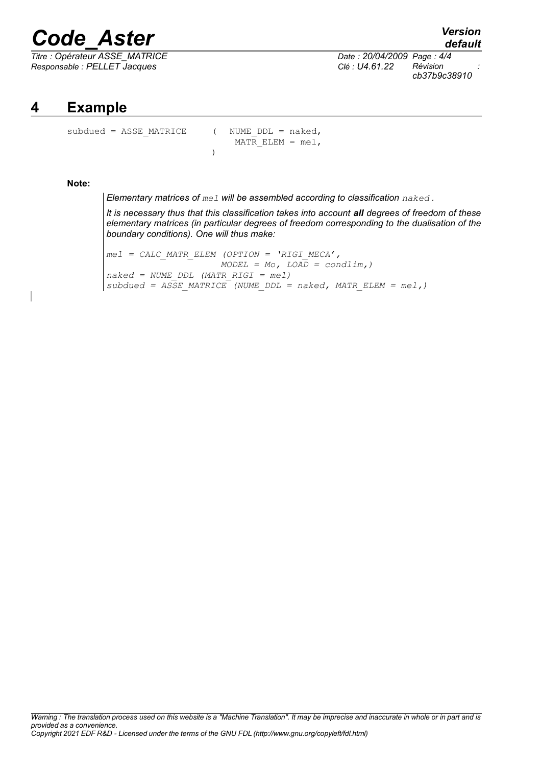# 4 Example

```
subdued = ASSE_MATRICE     (  NUME_DDL = naked,
                              MATR_ELEM = mel,
                           )
```

**Note:**

*Elementary matrices of `mel` will be assembled according to classification `naked`.*

*It is necessary thus that this classification takes into account **all** degrees of freedom of these elementary matrices (in particular degrees of freedom corresponding to the dualisation of the boundary conditions). One will thus make:*

```
mel = CALC_MATR_ELEM (OPTION = 'RIGI_MECA',
                      MODEL = Mo, LOAD = condlim,)
naked = NUME_DDL (MATR_RIGI = mel)
subdued = ASSE_MATRICE (NUME_DDL = naked, MATR_ELEM = mel,)
```